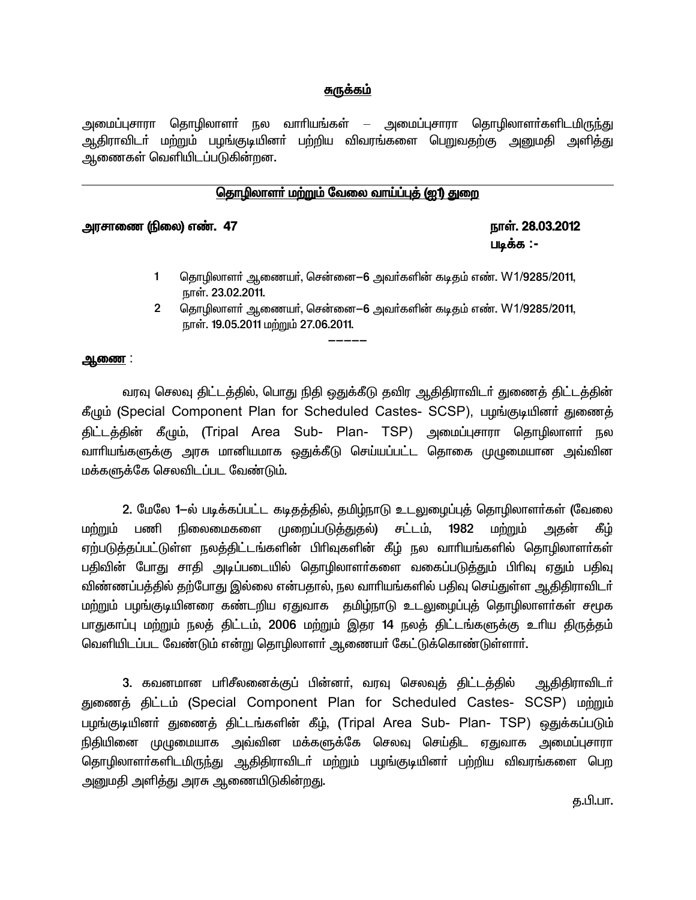<u>**சுருக்கம்**</u>

அமைப்புசாரா தொழிலாளர் நல வாரியங்கள் – அமைப்புசாரா தொழிலாளர்களிடமிருந்து ஆதிராவிடர் மற்றும் பழங்குடியினர் பற்றிய விவரங்களை பெறுவதற்கு அனுமதி அளித்து ஆணைகள் வெளியிடப்படுகின்றன.

---

<u>**தொழிலாளர் மற்றும் வேலை வாய்ப்புத் (ஐ1) துறை**</u>

**அரசாணை (நிலை) எண். 47** **நாள். 28.03.2012**

**படிக்க :-**

1. தொழிலாளர் ஆணையர், சென்னை–6 அவர்களின் கடிதம் எண். W1/9285/2011, நாள். 23.02.2011.
2. தொழிலாளர் ஆணையர், சென்னை–6 அவர்களின் கடிதம் எண். W1/9285/2011, நாள். 19.05.2011 மற்றும் 27.06.2011.

-----

<u>**ஆணை**</u> :

வரவு செலவு திட்டத்தில், பொது நிதி ஒதுக்கீடு தவிர ஆதிதிராவிடர் துணைத் திட்டத்தின் கீழும் (Special Component Plan for Scheduled Castes- SCSP), பழங்குடியினர் துணைத் திட்டத்தின் கீழும், (Tripal Area Sub- Plan- TSP) அமைப்புசாரா தொழிலாளர் நல வாரியங்களுக்கு அரசு மானியமாக ஒதுக்கீடு செய்யப்பட்ட தொகை முழுமையான அவ்வின மக்களுக்கே செலவிடப்பட வேண்டும்.

**2.** மேலே 1–ல் படிக்கப்பட்ட கடிதத்தில், தமிழ்நாடு உடலுழைப்புத் தொழிலாளர்கள் (வேலை மற்றும் பணி நிலைமைகளை முறைப்படுத்துதல்) சட்டம், 1982 மற்றும் அதன் கீழ் ஏற்படுத்தப்பட்டுள்ள நலத்திட்டங்களின் பிரிவுகளின் கீழ் நல வாரியங்களில் தொழிலாளர்கள் பதிவின் போது சாதி அடிப்படையில் தொழிலாளர்களை வகைப்படுத்தும் பிரிவு ஏதும் பதிவு விண்ணப்பத்தில் தற்போது இல்லை என்பதால், நல வாரியங்களில் பதிவு செய்துள்ள ஆதிதிராவிடர் மற்றும் பழங்குடியினரை கண்டறிய ஏதுவாக தமிழ்நாடு உடலுழைப்புத் தொழிலாளர்கள் சமூக பாதுகாப்பு மற்றும் நலத் திட்டம், 2006 மற்றும் இதர 14 நலத் திட்டங்களுக்கு உரிய திருத்தம் வெளியிடப்பட வேண்டும் என்று தொழிலாளர் ஆணையர் கேட்டுக்கொண்டுள்ளார்.

**3.** கவனமான பரிசீலனைக்குப் பின்னர், வரவு செலவுத் திட்டத்தில் ஆதிதிராவிடர் துணைத் திட்டம் (Special Component Plan for Scheduled Castes- SCSP) மற்றும் பழங்குடியினர் துணைத் திட்டங்களின் கீழ், (Tripal Area Sub- Plan- TSP) ஒதுக்கப்படும் நிதியினை முழுமையாக அவ்வின மக்களுக்கே செலவு செய்திட ஏதுவாக அமைப்புசாரா தொழிலாளர்களிடமிருந்து ஆதிதிராவிடர் மற்றும் பழங்குடியினர் பற்றிய விவரங்களை பெற அனுமதி அளித்து அரசு ஆணையிடுகின்றது.

த.பி.பா.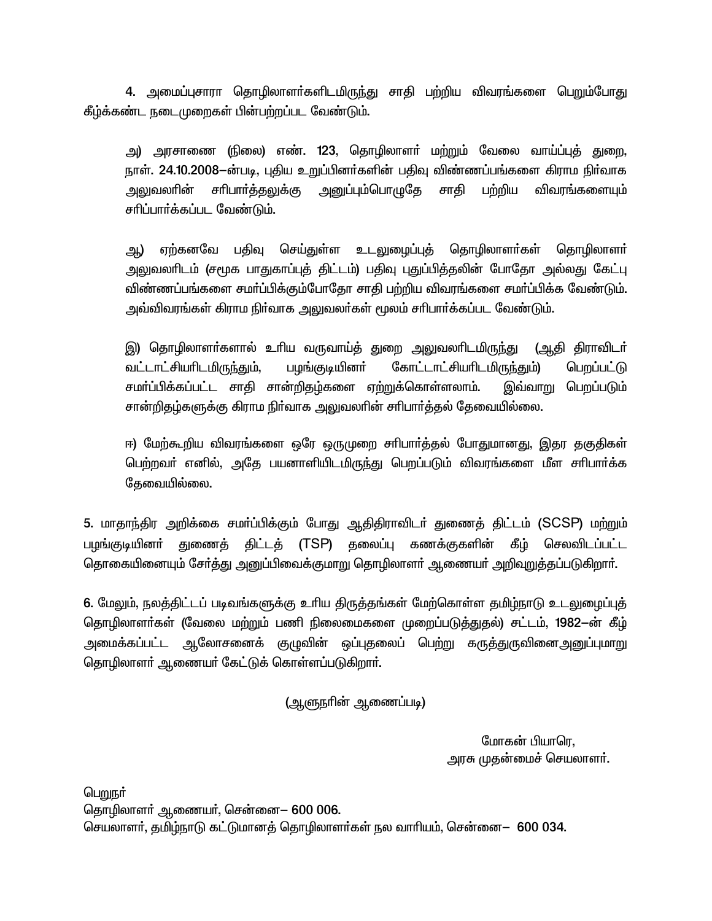4. அமைப்புசாரா தொழிலாளர்களிடமிருந்து சாதி பற்றிய விவரங்களை பெறும்போது கீழ்க்கண்ட நடைமுறைகள் பின்பற்றப்பட வேண்டும்.

அ) அரசாணை (நிலை) எண். 123, தொழிலாளர் மற்றும் வேலை வாய்ப்புத் துறை, நாள். 24.10.2008–ன்படி, புதிய உறுப்பினர்களின் பதிவு விண்ணப்பங்களை கிராம நிர்வாக அலுவலரின் சரிபார்த்தலுக்கு அனுப்பும்பொழுதே சாதி பற்றிய விவரங்களையும் சரிப்பார்க்கப்பட வேண்டும்.

ஆ) ஏற்கனவே பதிவு செய்துள்ள உடலுழைப்புத் தொழிலாளர்கள் தொழிலாளர் அலுவலரிடம் (சமூக பாதுகாப்புத் திட்டம்) பதிவு புதுப்பித்தலின் போதோ அல்லது கேட்பு விண்ணப்பங்களை சமர்ப்பிக்கும்போதோ சாதி பற்றிய விவரங்களை சமர்ப்பிக்க வேண்டும். அவ்விவரங்கள் கிராம நிர்வாக அலுவலர்கள் மூலம் சரிபார்க்கப்பட வேண்டும்.

இ) தொழிலாளர்களால் உரிய வருவாய்த் துறை அலுவலரிடமிருந்து (ஆதி திராவிடர் வட்டாட்சியரிடமிருந்தும், பழங்குடியினர் கோட்டாட்சியரிடமிருந்தும்) பெறப்பட்டு சமர்ப்பிக்கப்பட்ட சாதி சான்றிதழ்களை ஏற்றுக்கொள்ளலாம். இவ்வாறு பெறப்படும் சான்றிதழ்களுக்கு கிராம நிர்வாக அலுவலரின் சரிபார்த்தல் தேவையில்லை.

ஈ) மேற்கூறிய விவரங்களை ஒரே ஒருமுறை சரிபார்த்தல் போதுமானது, இதர தகுதிகள் பெற்றவர் எனில், அதே பயனாளியிடமிருந்து பெறப்படும் விவரங்களை மீள சரிபார்க்க தேவையில்லை.

5. மாதாந்திர அறிக்கை சமர்ப்பிக்கும் போது ஆதிதிராவிடர் துணைத் திட்டம் (SCSP) மற்றும் பழங்குடியினர் துணைத் திட்டத் (TSP) தலைப்பு கணக்குகளின் கீழ் செலவிடப்பட்ட தொகையினையும் சேர்த்து அனுப்பிவைக்குமாறு தொழிலாளர் ஆணையர் அறிவுறுத்தப்படுகிறார்.

6. மேலும், நலத்திட்டப் படிவங்களுக்கு உரிய திருத்தங்கள் மேற்கொள்ள தமிழ்நாடு உடலுழைப்புத் தொழிலாளர்கள் (வேலை மற்றும் பணி நிலைமைகளை முறைப்படுத்துதல்) சட்டம், 1982–ன் கீழ் அமைக்கப்பட்ட ஆலோசனைக் குழுவின் ஒப்புதலைப் பெற்று கருத்துருவினைஅனுப்புமாறு தொழிலாளர் ஆணையர் கேட்டுக் கொள்ளப்படுகிறார்.

(ஆளுநரின் ஆணைப்படி)

மோகன் பியாரெ,
அரசு முதன்மைச் செயலாளர்.

பெறுநர்
தொழிலாளர் ஆணையர், சென்னை– 600 006.
செயலாளர், தமிழ்நாடு கட்டுமானத் தொழிலாளர்கள் நல வாரியம், சென்னை– 600 034.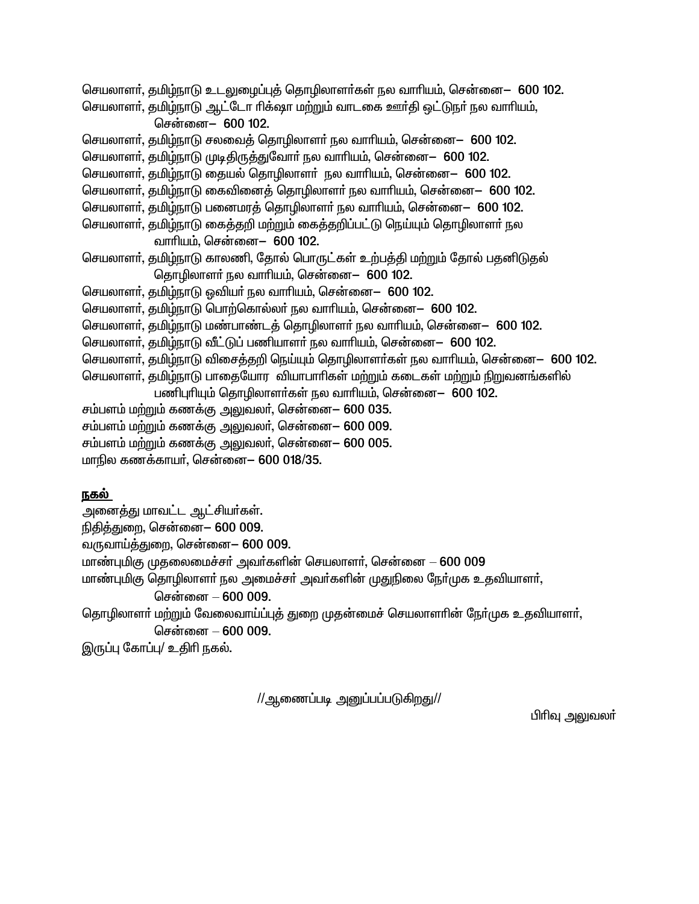செயலாளர், தமிழ்நாடு உடலுழைப்புத் தொழிலாளர்கள் நல வாரியம், சென்னை– 600 102.
செயலாளர், தமிழ்நாடு ஆட்டோ ரிக்ஷா மற்றும் வாடகை ஊர்தி ஓட்டுநர் நல வாரியம், சென்னை– 600 102.
செயலாளர், தமிழ்நாடு சலவைத் தொழிலாளர் நல வாரியம், சென்னை– 600 102.
செயலாளர், தமிழ்நாடு முடிதிருத்துவோர் நல வாரியம், சென்னை– 600 102.
செயலாளர், தமிழ்நாடு தையல் தொழிலாளர் நல வாரியம், சென்னை– 600 102.
செயலாளர், தமிழ்நாடு கைவினைத் தொழிலாளர் நல வாரியம், சென்னை– 600 102.
செயலாளர், தமிழ்நாடு பனைமரத் தொழிலாளர் நல வாரியம், சென்னை– 600 102.
செயலாளர், தமிழ்நாடு கைத்தறி மற்றும் கைத்தறிப்பட்டு நெய்யும் தொழிலாளர் நல வாரியம், சென்னை– 600 102.
செயலாளர், தமிழ்நாடு காலணி, தோல் பொருட்கள் உற்பத்தி மற்றும் தோல் பதனிடுதல் தொழிலாளர் நல வாரியம், சென்னை– 600 102.
செயலாளர், தமிழ்நாடு ஓவியர் நல வாரியம், சென்னை– 600 102.
செயலாளர், தமிழ்நாடு பொற்கொல்லர் நல வாரியம், சென்னை– 600 102.
செயலாளர், தமிழ்நாடு மண்பாண்டத் தொழிலாளர் நல வாரியம், சென்னை– 600 102.
செயலாளர், தமிழ்நாடு வீட்டுப் பணியாளர் நல வாரியம், சென்னை– 600 102.
செயலாளர், தமிழ்நாடு விசைத்தறி நெய்யும் தொழிலாளர்கள் நல வாரியம், சென்னை– 600 102.
செயலாளர், தமிழ்நாடு பாதையோர வியாபாரிகள் மற்றும் கடைகள் மற்றும் நிறுவனங்களில் பணிபுரியும் தொழிலாளர்கள் நல வாரியம், சென்னை– 600 102.
சம்பளம் மற்றும் கணக்கு அலுவலர், சென்னை– 600 035.
சம்பளம் மற்றும் கணக்கு அலுவலர், சென்னை– 600 009.
சம்பளம் மற்றும் கணக்கு அலுவலர், சென்னை– 600 005.
மாநில கணக்காயர், சென்னை– 600 018/35.

**நகல்**

அனைத்து மாவட்ட ஆட்சியர்கள்.
நிதித்துறை, சென்னை– 600 009.
வருவாய்த்துறை, சென்னை– 600 009.
மாண்புமிகு முதலைமைச்சர் அவர்களின் செயலாளர், சென்னை – 600 009
மாண்புமிகு தொழிலாளர் நல அமைச்சர் அவர்களின் முதுநிலை நேர்முக உதவியாளர், சென்னை – 600 009.
தொழிலாளர் மற்றும் வேலைவாய்ப்புத் துறை முதன்மைச் செயலாளரின் நேர்முக உதவியாளர், சென்னை – 600 009.
இருப்பு கோப்பு/ உதிரி நகல்.

//ஆணைப்படி அனுப்பப்படுகிறது//

பிரிவு அலுவலர்